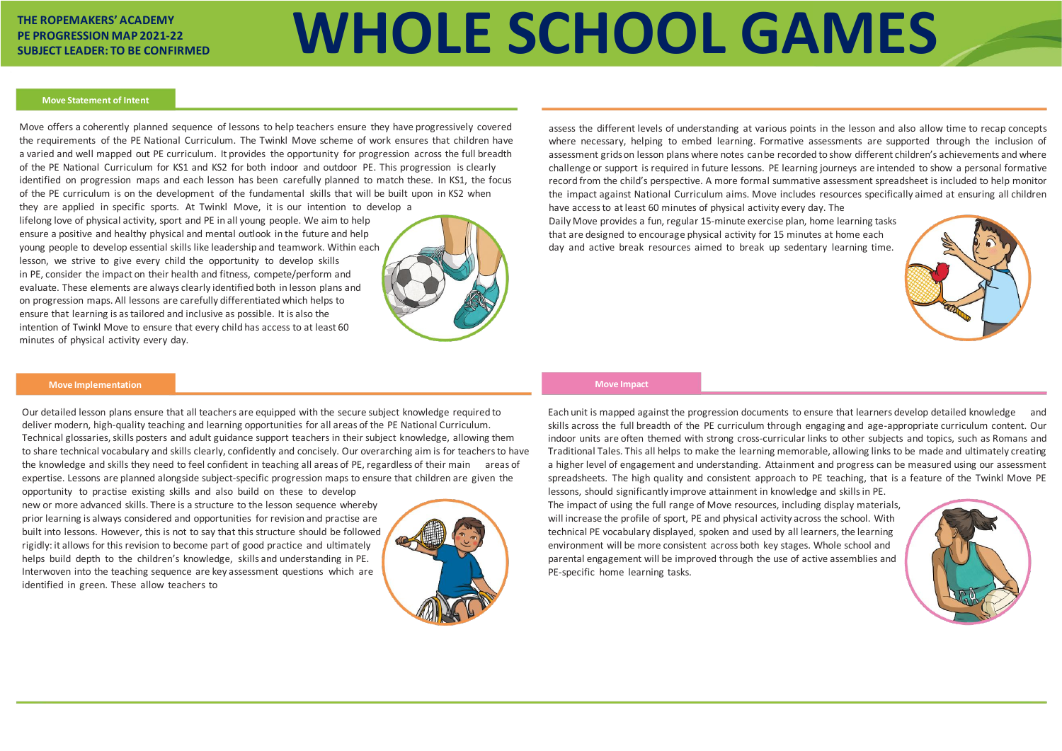**THE ROPEMAKERS' ACADEMY**
**PE PROGRESSION MAP 2021-22**
**SUBJECT LEADER: TO BE CONFIRMED**

# WHOLE SCHOOL GAMES

## Move Statement of Intent

Move offers a coherently planned sequence of lessons to help teachers ensure they have progressively covered the requirements of the PE National Curriculum. The Twinkl Move scheme of work ensures that children have a varied and well mapped out PE curriculum. It provides the opportunity for progression across the full breadth of the PE National Curriculum for KS1 and KS2 for both indoor and outdoor PE. This progression is clearly identified on progression maps and each lesson has been carefully planned to match these. In KS1, the focus of the PE curriculum is on the development of the fundamental skills that will be built upon in KS2 when they are applied in specific sports. At Twinkl Move, it is our intention to develop a lifelong love of physical activity, sport and PE in all young people. We aim to help ensure a positive and healthy physical and mental outlook in the future and help young people to develop essential skills like leadership and teamwork. Within each lesson, we strive to give every child the opportunity to develop skills in PE, consider the impact on their health and fitness, compete/perform and evaluate. These elements are always clearly identified both in lesson plans and on progression maps. All lessons are carefully differentiated which helps to ensure that learning is as tailored and inclusive as possible. It is also the intention of Twinkl Move to ensure that every child has access to at least 60 minutes of physical activity every day.

## Move Implementation

Our detailed lesson plans ensure that all teachers are equipped with the secure subject knowledge required to deliver modern, high-quality teaching and learning opportunities for all areas of the PE National Curriculum. Technical glossaries, skills posters and adult guidance support teachers in their subject knowledge, allowing them to share technical vocabulary and skills clearly, confidently and concisely. Our overarching aim is for teachers to have the knowledge and skills they need to feel confident in teaching all areas of PE, regardless of their main areas of expertise. Lessons are planned alongside subject-specific progression maps to ensure that children are given the opportunity to practise existing skills and also build on these to develop new or more advanced skills. There is a structure to the lesson sequence whereby prior learning is always considered and opportunities for revision and practise are built into lessons. However, this is not to say that this structure should be followed rigidly: it allows for this revision to become part of good practice and ultimately helps build depth to the children's knowledge, skills and understanding in PE. Interwoven into the teaching sequence are key assessment questions which are identified in green. These allow teachers to assess the different levels of understanding at various points in the lesson and also allow time to recap concepts where necessary, helping to embed learning. Formative assessments are supported through the inclusion of assessment grids on lesson plans where notes can be recorded to show different children's achievements and where challenge or support is required in future lessons. PE learning journeys are intended to show a personal formative record from the child's perspective. A more formal summative assessment spreadsheet is included to help monitor the impact against National Curriculum aims. Move includes resources specifically aimed at ensuring all children have access to at least 60 minutes of physical activity every day. The Daily Move provides a fun, regular 15-minute exercise plan, home learning tasks that are designed to encourage physical activity for 15 minutes at home each day and active break resources aimed to break up sedentary learning time.

## Move Impact

Each unit is mapped against the progression documents to ensure that learners develop detailed knowledge and skills across the full breadth of the PE curriculum through engaging and age-appropriate curriculum content. Our indoor units are often themed with strong cross-curricular links to other subjects and topics, such as Romans and Traditional Tales. This all helps to make the learning memorable, allowing links to be made and ultimately creating a higher level of engagement and understanding. Attainment and progress can be measured using our assessment spreadsheets. The high quality and consistent approach to PE teaching, that is a feature of the Twinkl Move PE lessons, should significantly improve attainment in knowledge and skills in PE.

The impact of using the full range of Move resources, including display materials, will increase the profile of sport, PE and physical activity across the school. With technical PE vocabulary displayed, spoken and used by all learners, the learning environment will be more consistent across both key stages. Whole school and parental engagement will be improved through the use of active assemblies and PE-specific home learning tasks.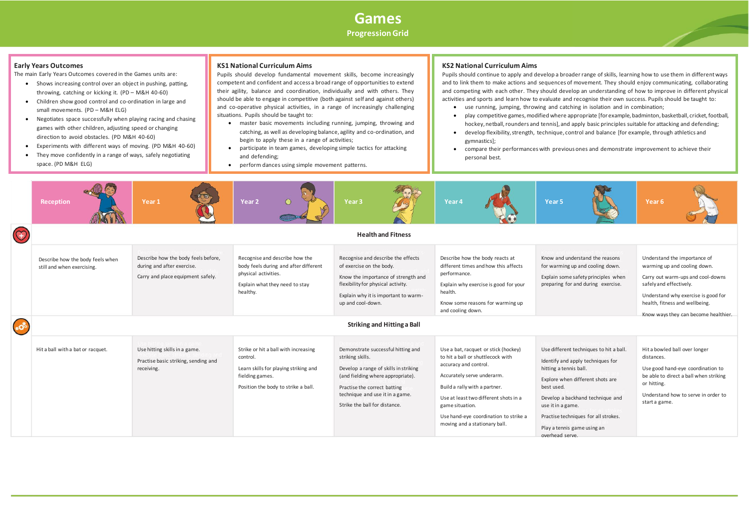# Games

## Progression Grid

### Early Years Outcomes

The main Early Years Outcomes covered in the Games units are:

- Shows increasing control over an object in pushing, patting, throwing, catching or kicking it. (PD – M&H 40-60)
- Children show good control and co-ordination in large and small movements. (PD – M&H ELG)
- Negotiates space successfully when playing racing and chasing games with other children, adjusting speed or changing direction to avoid obstacles. (PD M&H 40-60)
- Experiments with different ways of moving. (PD M&H 40-60)
- They move confidently in a range of ways, safely negotiating space. (PD M&H ELG)

### KS1 National Curriculum Aims

Pupils should develop fundamental movement skills, become increasingly competent and confident and access a broad range of opportunities to extend their agility, balance and coordination, individually and with others. They should be able to engage in competitive (both against self and against others) and co-operative physical activities, in a range of increasingly challenging situations. Pupils should be taught to:

- master basic movements including running, jumping, throwing and catching, as well as developing balance, agility and co-ordination, and begin to apply these in a range of activities;
- participate in team games, developing simple tactics for attacking and defending;
- perform dances using simple movement patterns.

### KS2 National Curriculum Aims

Pupils should continue to apply and develop a broader range of skills, learning how to use them in different ways and to link them to make actions and sequences of movement. They should enjoy communicating, collaborating and competing with each other. They should develop an understanding of how to improve in different physical activities and sports and learn how to evaluate and recognise their own success. Pupils should be taught to:

- use running, jumping, throwing and catching in isolation and in combination;
- play competitive games, modified where appropriate [for example, badminton, basketball, cricket, football, hockey, netball, rounders and tennis], and apply basic principles suitable for attacking and defending;
- develop flexibility, strength, technique, control and balance [for example, through athletics and gymnastics];
- compare their performances with previous ones and demonstrate improvement to achieve their personal best.

| Reception | Year 1 | Year 2 | Year 3 | Year 4 | Year 5 | Year 6 |
|---|---|---|---|---|---|---|
| **Health and Fitness** | | | | | | |
| Describe how the body feels when still and when exercising. | Describe how the body feels before, during and after exercise.<br><br>Carry and place equipment safely. | Recognise and describe how the body feels during and after different physical activities.<br><br>Explain what they need to stay healthy. | Recognise and describe the effects of exercise on the body.<br><br>Know the importance of strength and flexibility for physical activity.<br><br>Explain why it is important to warm-up and cool-down. | Describe how the body reacts at different times and how this affects performance.<br><br>Explain why exercise is good for your health.<br><br>Know some reasons for warming up and cooling down. | Know and understand the reasons for warming up and cooling down.<br><br>Explain some safety principles when preparing for and during exercise. | Understand the importance of warming up and cooling down.<br><br>Carry out warm-ups and cool-downs safely and effectively.<br><br>Understand why exercise is good for health, fitness and wellbeing.<br><br>Know ways they can become healthier. |
| **Striking and Hitting a Ball** | | | | | | |
| Hit a ball with a bat or racquet. | Use hitting skills in a game.<br><br>Practise basic striking, sending and receiving. | Strike or hit a ball with increasing control.<br><br>Learn skills for playing striking and fielding games.<br><br>Position the body to strike a ball. | Demonstrate successful hitting and striking skills.<br><br>Develop a range of skills in striking (and fielding where appropriate).<br><br>Practise the correct batting technique and use it in a game.<br><br>Strike the ball for distance. | Use a bat, racquet or stick (hockey) to hit a ball or shuttlecock with accuracy and control.<br><br>Accurately serve underarm.<br><br>Build a rally with a partner.<br><br>Use at least two different shots in a game situation.<br><br>Use hand-eye coordination to strike a moving and a stationary ball. | Use different techniques to hit a ball.<br><br>Identify and apply techniques for hitting a tennis ball.<br><br>Explore when different shots are best used.<br><br>Develop a backhand technique and use it in a game.<br><br>Practise techniques for all strokes.<br><br>Play a tennis game using an overhead serve. | Hit a bowled ball over longer distances.<br><br>Use good hand-eye coordination to be able to direct a ball when striking or hitting.<br><br>Understand how to serve in order to start a game. |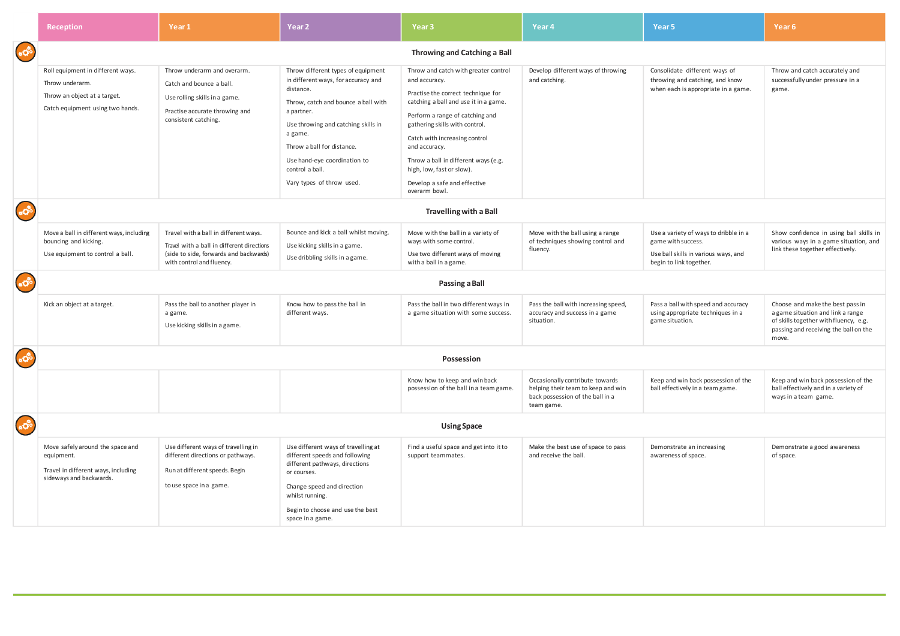| Reception | Year 1 | Year 2 | Year 3 | Year 4 | Year 5 | Year 6 |
|---|---|---|---|---|---|---|
| **Throwing and Catching a Ball** | | | | | | |
| Roll equipment in different ways.<br>Throw underarm.<br>Throw an object at a target.<br>Catch equipment using two hands. | Throw underarm and overarm.<br>Catch and bounce a ball.<br>Use rolling skills in a game.<br>Practise accurate throwing and consistent catching. | Throw different types of equipment in different ways, for accuracy and distance.<br>Throw, catch and bounce a ball with a partner.<br>Use throwing and catching skills in a game.<br>Throw a ball for distance.<br>Use hand-eye coordination to control a ball.<br>Vary types of throw used. | Throw and catch with greater control and accuracy.<br>Practise the correct technique for catching a ball and use it in a game.<br>Perform a range of catching and gathering skills with control.<br>Catch with increasing control and accuracy.<br>Throw a ball in different ways (e.g. high, low, fast or slow).<br>Develop a safe and effective overarm bowl. | Develop different ways of throwing and catching. | Consolidate different ways of throwing and catching, and know when each is appropriate in a game. | Throw and catch accurately and successfully under pressure in a game. |
| **Travelling with a Ball** | | | | | | |
| Move a ball in different ways, including bouncing and kicking.<br>Use equipment to control a ball. | Travel with a ball in different ways.<br>Travel with a ball in different directions (side to side, forwards and backwards) with control and fluency. | Bounce and kick a ball whilst moving.<br>Use kicking skills in a game.<br>Use dribbling skills in a game. | Move with the ball in a variety of ways with some control.<br>Use two different ways of moving with a ball in a game. | Move with the ball using a range of techniques showing control and fluency. | Use a variety of ways to dribble in a game with success.<br>Use ball skills in various ways, and begin to link together. | Show confidence in using ball skills in various ways in a game situation, and link these together effectively. |
| **Passing a Ball** | | | | | | |
| Kick an object at a target. | Pass the ball to another player in a game.<br>Use kicking skills in a game. | Know how to pass the ball in different ways. | Pass the ball in two different ways in a game situation with some success. | Pass the ball with increasing speed, accuracy and success in a game situation. | Pass a ball with speed and accuracy using appropriate techniques in a game situation. | Choose and make the best pass in a game situation and link a range of skills together with fluency, e.g. passing and receiving the ball on the move. |
| **Possession** | | | | | | |
| | | | Know how to keep and win back possession of the ball in a team game. | Occasionally contribute towards helping their team to keep and win back possession of the ball in a team game. | Keep and win back possession of the ball effectively in a team game. | Keep and win back possession of the ball effectively and in a variety of ways in a team game. |
| **Using Space** | | | | | | |
| Move safely around the space and equipment.<br>Travel in different ways, including sideways and backwards. | Use different ways of travelling in different directions or pathways.<br>Run at different speeds. Begin to use space in a game. | Use different ways of travelling at different speeds and following different pathways, directions or courses.<br>Change speed and direction whilst running.<br>Begin to choose and use the best space in a game. | Find a useful space and get into it to support teammates. | Make the best use of space to pass and receive the ball. | Demonstrate an increasing awareness of space. | Demonstrate a good awareness of space. |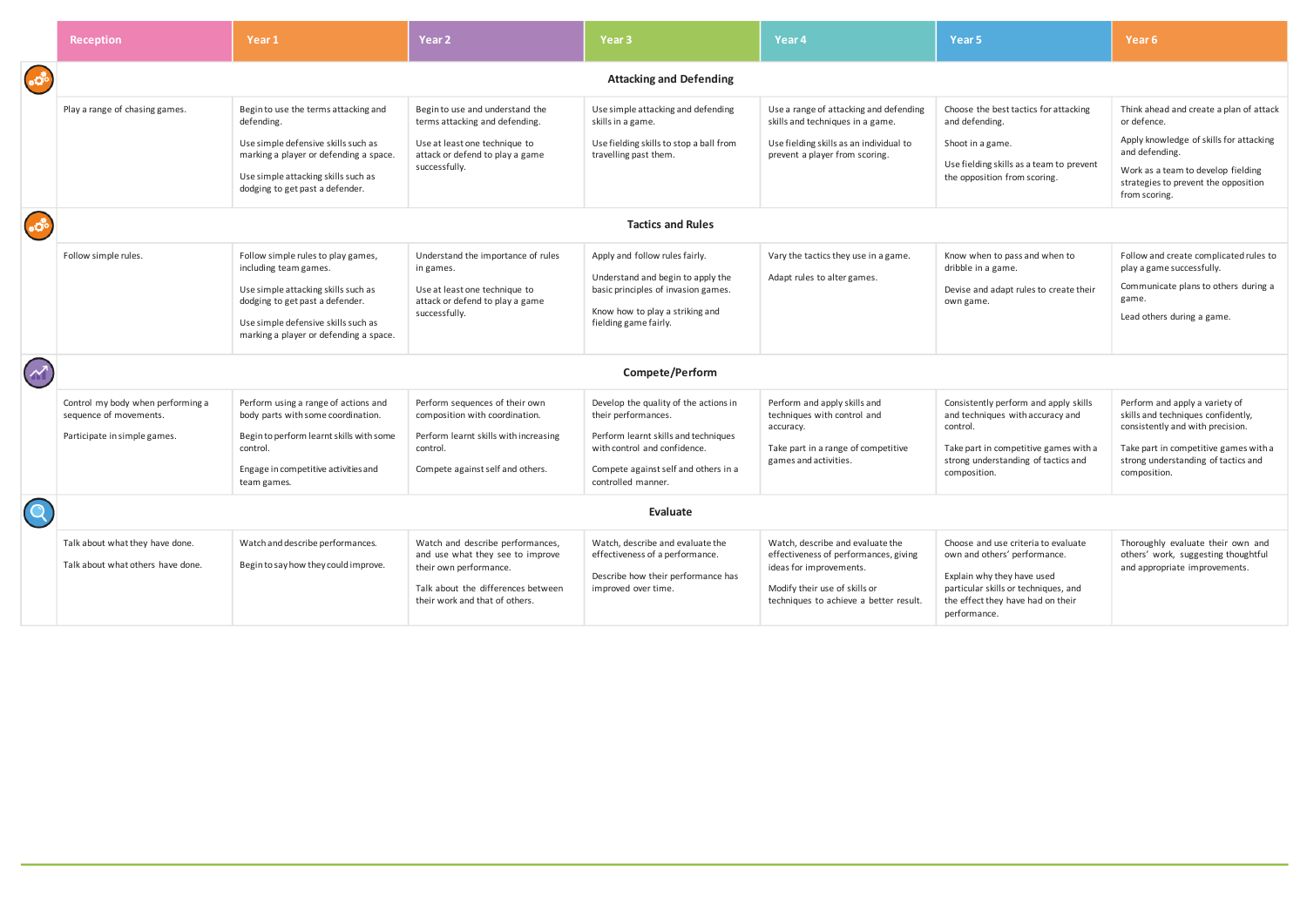| Reception | Year 1 | Year 2 | Year 3 | Year 4 | Year 5 | Year 6 |
|---|---|---|---|---|---|---|
| **Attacking and Defending** | | | | | | |
| Play a range of chasing games. | Begin to use the terms attacking and defending.<br><br>Use simple defensive skills such as marking a player or defending a space.<br><br>Use simple attacking skills such as dodging to get past a defender. | Begin to use and understand the terms attacking and defending.<br><br>Use at least one technique to attack or defend to play a game successfully. | Use simple attacking and defending skills in a game.<br><br>Use fielding skills to stop a ball from travelling past them. | Use a range of attacking and defending skills and techniques in a game.<br><br>Use fielding skills as an individual to prevent a player from scoring. | Choose the best tactics for attacking and defending.<br><br>Shoot in a game.<br><br>Use fielding skills as a team to prevent the opposition from scoring. | Think ahead and create a plan of attack or defence.<br><br>Apply knowledge of skills for attacking and defending.<br><br>Work as a team to develop fielding strategies to prevent the opposition from scoring. |
| **Tactics and Rules** | | | | | | |
| Follow simple rules. | Follow simple rules to play games, including team games.<br><br>Use simple attacking skills such as dodging to get past a defender.<br><br>Use simple defensive skills such as marking a player or defending a space. | Understand the importance of rules in games.<br><br>Use at least one technique to attack or defend to play a game successfully. | Apply and follow rules fairly.<br><br>Understand and begin to apply the basic principles of invasion games.<br><br>Know how to play a striking and fielding game fairly. | Vary the tactics they use in a game.<br><br>Adapt rules to alter games. | Know when to pass and when to dribble in a game.<br><br>Devise and adapt rules to create their own game. | Follow and create complicated rules to play a game successfully.<br><br>Communicate plans to others during a game.<br><br>Lead others during a game. |
| **Compete/Perform** | | | | | | |
| Control my body when performing a sequence of movements.<br><br>Participate in simple games. | Perform using a range of actions and body parts with some coordination.<br><br>Begin to perform learnt skills with some control.<br><br>Engage in competitive activities and team games. | Perform sequences of their own composition with coordination.<br><br>Perform learnt skills with increasing control.<br><br>Compete against self and others. | Develop the quality of the actions in their performances.<br><br>Perform learnt skills and techniques with control and confidence.<br><br>Compete against self and others in a controlled manner. | Perform and apply skills and techniques with control and accuracy.<br><br>Take part in a range of competitive games and activities. | Consistently perform and apply skills and techniques with accuracy and control.<br><br>Take part in competitive games with a strong understanding of tactics and composition. | Perform and apply a variety of skills and techniques confidently, consistently and with precision.<br><br>Take part in competitive games with a strong understanding of tactics and composition. |
| **Evaluate** | | | | | | |
| Talk about what they have done.<br><br>Talk about what others have done. | Watch and describe performances.<br><br>Begin to say how they could improve. | Watch and describe performances, and use what they see to improve their own performance.<br><br>Talk about the differences between their work and that of others. | Watch, describe and evaluate the effectiveness of a performance.<br><br>Describe how their performance has improved over time. | Watch, describe and evaluate the effectiveness of performances, giving ideas for improvements.<br><br>Modify their use of skills or techniques to achieve a better result. | Choose and use criteria to evaluate own and others' performance.<br><br>Explain why they have used particular skills or techniques, and the effect they have had on their performance. | Thoroughly evaluate their own and others' work, suggesting thoughtful and appropriate improvements. |